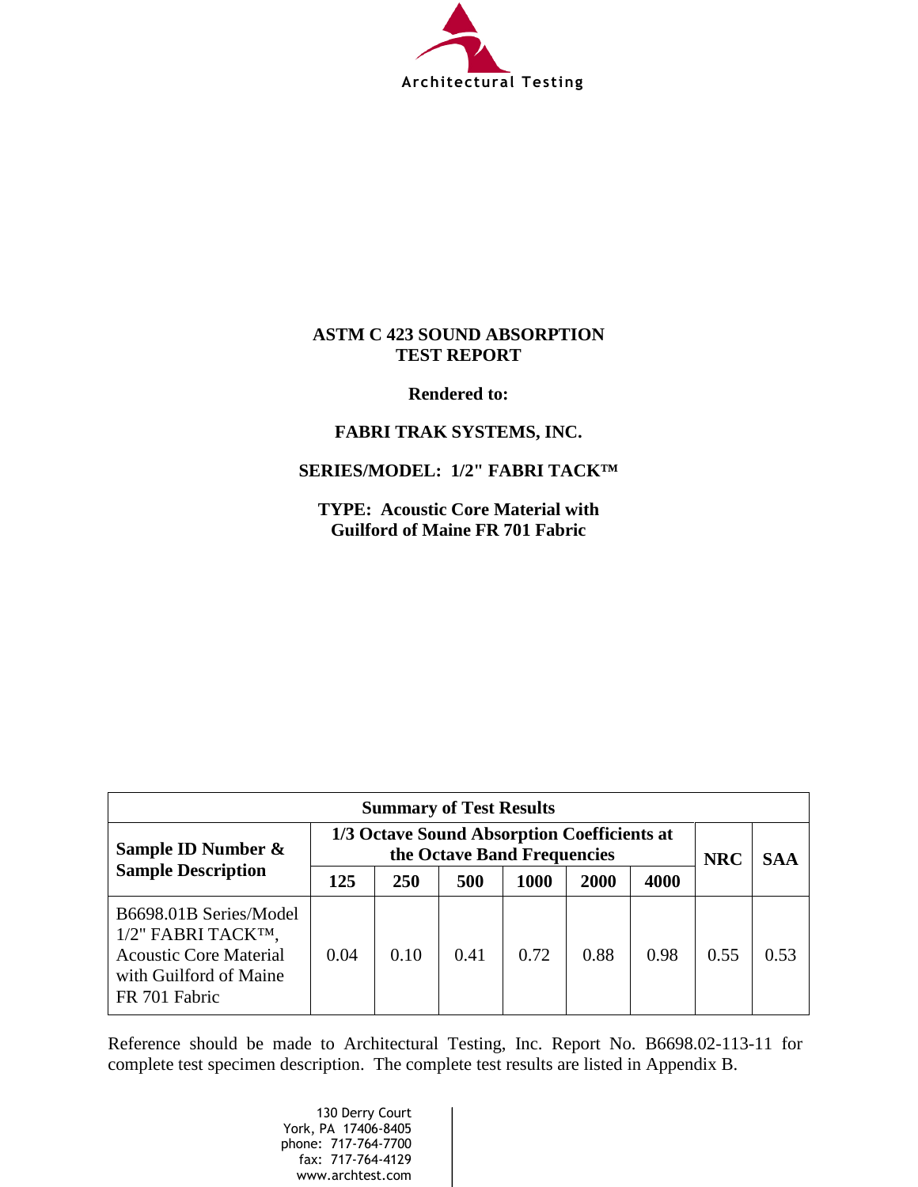Architectural Testing

# ASTM C 423 SOUND ABSORPTION TEST REPORT

**Rendered to:**

**FABRI TRAK SYSTEMS, INC.**

**SERIES/MODEL: 1/2" FABRI TACK™**

**TYPE: Acoustic Core Material with Guilford of Maine FR 701 Fabric**

| Summary of Test Results | | | | | | | | |
|---|---|---|---|---|---|---|---|---|
| **Sample ID Number & Sample Description** | **1/3 Octave Sound Absorption Coefficients at the Octave Band Frequencies** | | | | | | **NRC** | **SAA** |
| | **125** | **250** | **500** | **1000** | **2000** | **4000** | | |
| B6698.01B Series/Model 1/2" FABRI TACK™, Acoustic Core Material with Guilford of Maine FR 701 Fabric | 0.04 | 0.10 | 0.41 | 0.72 | 0.88 | 0.98 | 0.55 | 0.53 |

Reference should be made to Architectural Testing, Inc. Report No. B6698.02-113-11 for complete test specimen description. The complete test results are listed in Appendix B.

130 Derry Court
York, PA 17406-8405
phone: 717-764-7700
fax: 717-764-4129
www.archtest.com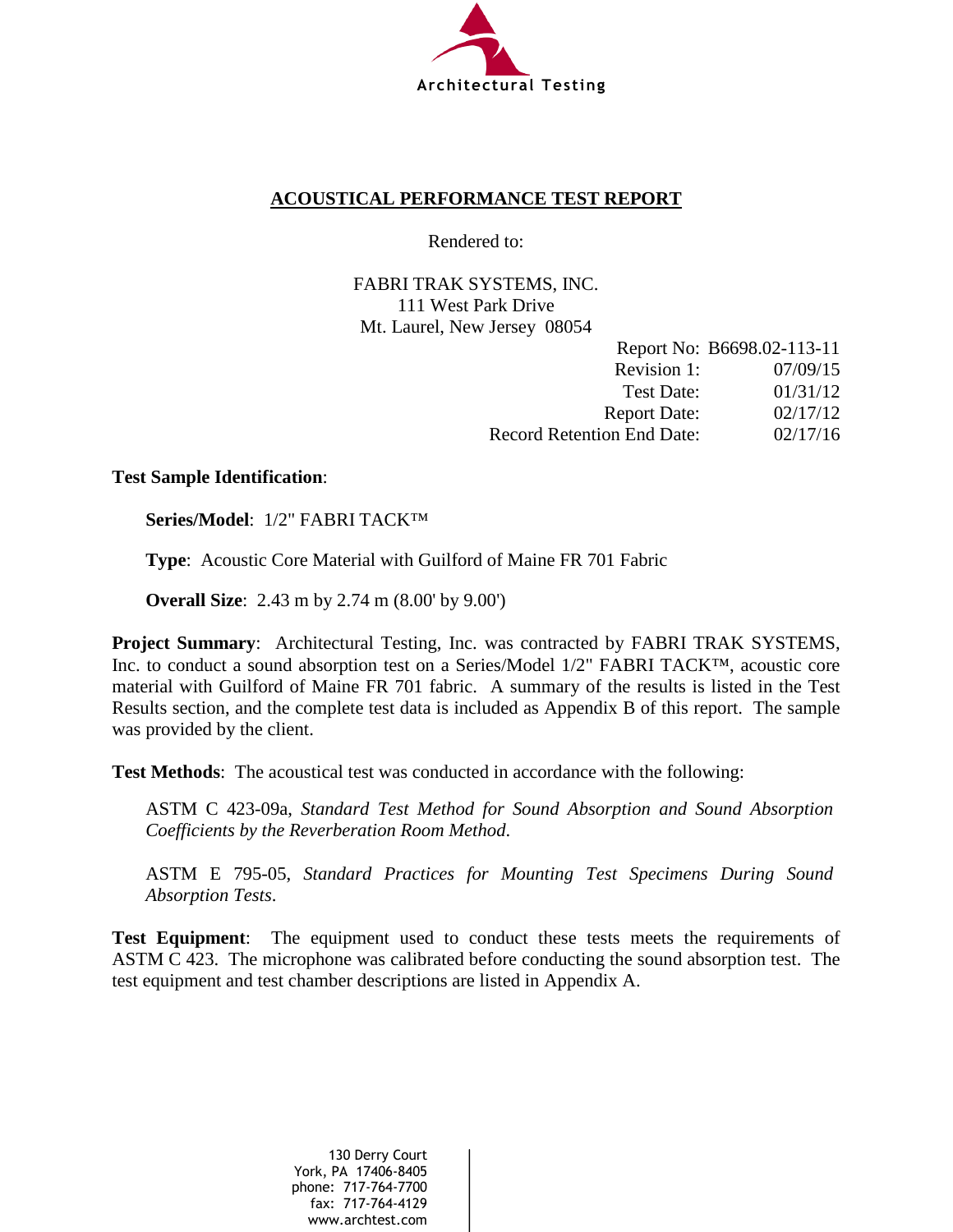Architectural Testing

# ACOUSTICAL PERFORMANCE TEST REPORT

Rendered to:

FABRI TRAK SYSTEMS, INC.
111 West Park Drive
Mt. Laurel, New Jersey 08054

| | |
|---|---|
| Report No: | B6698.02-113-11 |
| Revision 1: | 07/09/15 |
| Test Date: | 01/31/12 |
| Report Date: | 02/17/12 |
| Record Retention End Date: | 02/17/16 |

**Test Sample Identification**:

**Series/Model**: 1/2" FABRI TACK™

**Type**: Acoustic Core Material with Guilford of Maine FR 701 Fabric

**Overall Size**: 2.43 m by 2.74 m (8.00' by 9.00')

**Project Summary**: Architectural Testing, Inc. was contracted by FABRI TRAK SYSTEMS, Inc. to conduct a sound absorption test on a Series/Model 1/2" FABRI TACK™, acoustic core material with Guilford of Maine FR 701 fabric. A summary of the results is listed in the Test Results section, and the complete test data is included as Appendix B of this report. The sample was provided by the client.

**Test Methods**: The acoustical test was conducted in accordance with the following:

ASTM C 423-09a, *Standard Test Method for Sound Absorption and Sound Absorption Coefficients by the Reverberation Room Method*.

ASTM E 795-05, *Standard Practices for Mounting Test Specimens During Sound Absorption Tests*.

**Test Equipment**: The equipment used to conduct these tests meets the requirements of ASTM C 423. The microphone was calibrated before conducting the sound absorption test. The test equipment and test chamber descriptions are listed in Appendix A.

130 Derry Court
York, PA 17406-8405
phone: 717-764-7700
fax: 717-764-4129
www.archtest.com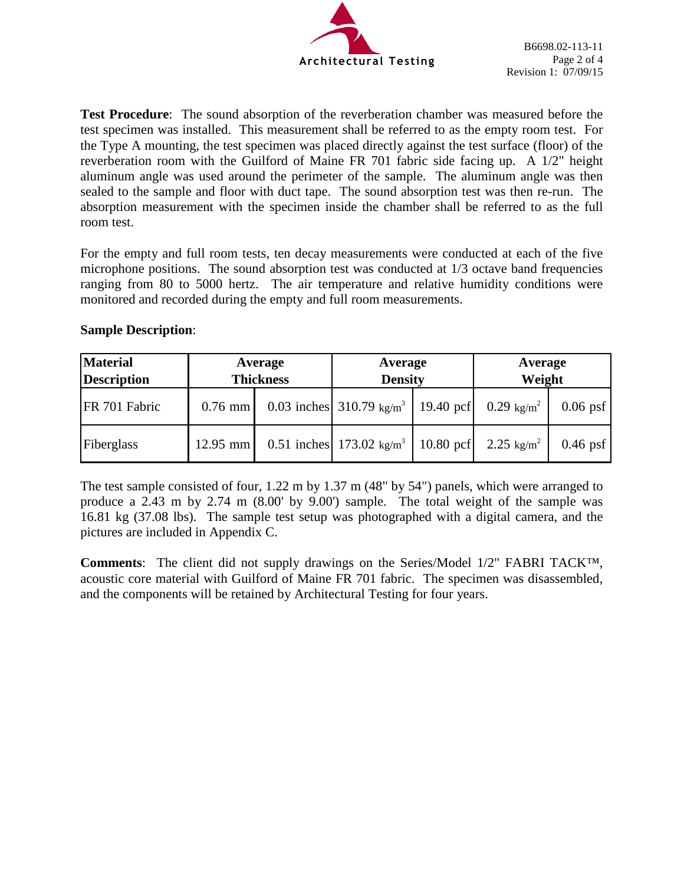**Test Procedure**: The sound absorption of the reverberation chamber was measured before the test specimen was installed. This measurement shall be referred to as the empty room test. For the Type A mounting, the test specimen was placed directly against the test surface (floor) of the reverberation room with the Guilford of Maine FR 701 fabric side facing up. A 1/2" height aluminum angle was used around the perimeter of the sample. The aluminum angle was then sealed to the sample and floor with duct tape. The sound absorption test was then re-run. The absorption measurement with the specimen inside the chamber shall be referred to as the full room test.

For the empty and full room tests, ten decay measurements were conducted at each of the five microphone positions. The sound absorption test was conducted at 1/3 octave band frequencies ranging from 80 to 5000 hertz. The air temperature and relative humidity conditions were monitored and recorded during the empty and full room measurements.

**Sample Description**:

| Material Description | Average Thickness | | Average Density | | Average Weight | |
|---|---|---|---|---|---|---|
| FR 701 Fabric | 0.76 mm | 0.03 inches | 310.79 $kg/m^3$ | 19.40 pcf | 0.29 $kg/m^2$ | 0.06 psf |
| Fiberglass | 12.95 mm | 0.51 inches | 173.02 $kg/m^3$ | 10.80 pcf | 2.25 $kg/m^2$ | 0.46 psf |

The test sample consisted of four, 1.22 m by 1.37 m (48" by 54") panels, which were arranged to produce a 2.43 m by 2.74 m (8.00' by 9.00') sample. The total weight of the sample was 16.81 kg (37.08 lbs). The sample test setup was photographed with a digital camera, and the pictures are included in Appendix C.

**Comments**: The client did not supply drawings on the Series/Model 1/2" FABRI TACK™, acoustic core material with Guilford of Maine FR 701 fabric. The specimen was disassembled, and the components will be retained by Architectural Testing for four years.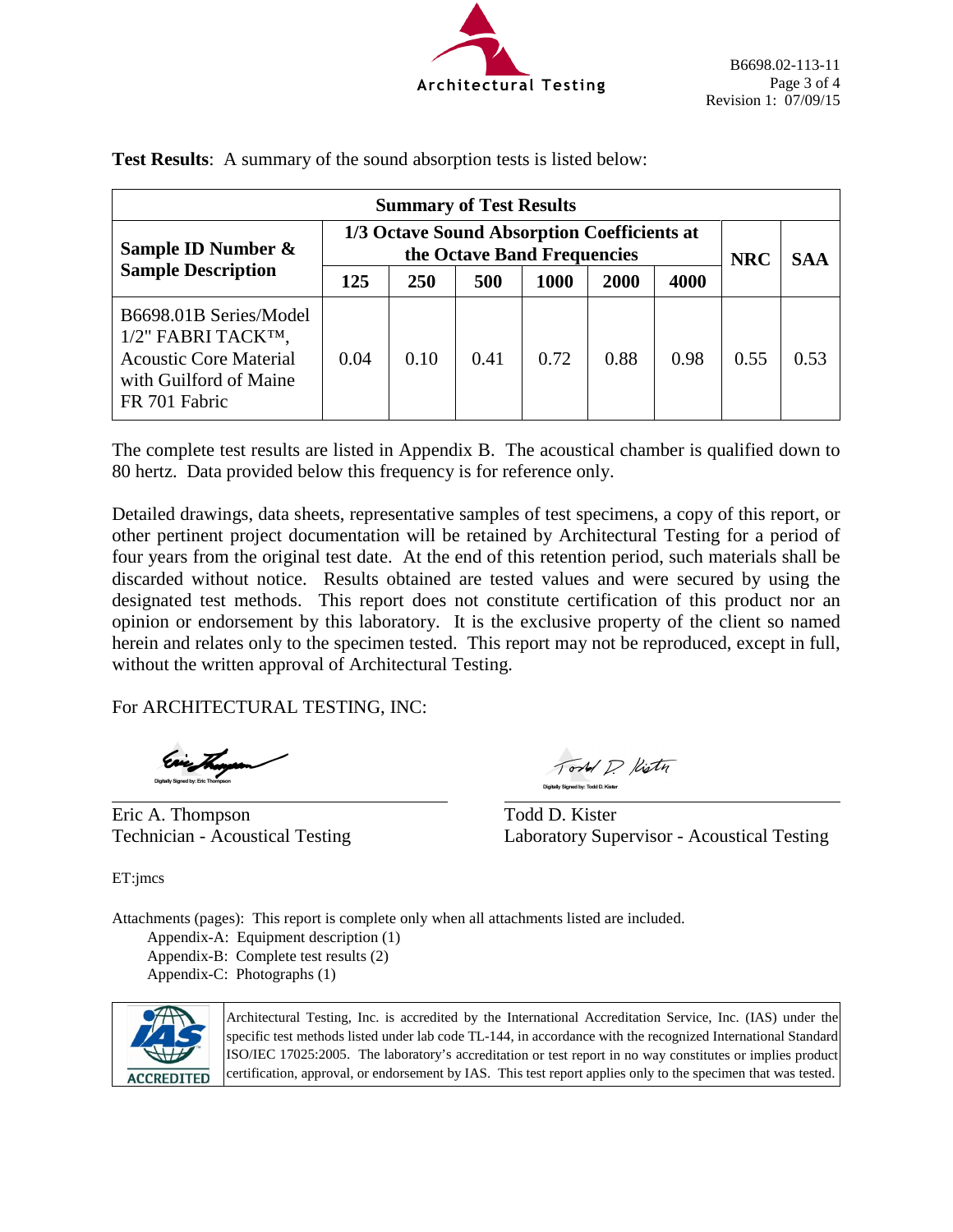**Test Results**: A summary of the sound absorption tests is listed below:

| Summary of Test Results | | | | | | | | |
|---|---|---|---|---|---|---|---|---|
| **Sample ID Number & Sample Description** | **1/3 Octave Sound Absorption Coefficients at the Octave Band Frequencies** | | | | | | **NRC** | **SAA** |
| | **125** | **250** | **500** | **1000** | **2000** | **4000** | | |
| B6698.01B Series/Model 1/2" FABRI TACK™, Acoustic Core Material with Guilford of Maine FR 701 Fabric | 0.04 | 0.10 | 0.41 | 0.72 | 0.88 | 0.98 | 0.55 | 0.53 |

The complete test results are listed in Appendix B. The acoustical chamber is qualified down to 80 hertz. Data provided below this frequency is for reference only.

Detailed drawings, data sheets, representative samples of test specimens, a copy of this report, or other pertinent project documentation will be retained by Architectural Testing for a period of four years from the original test date. At the end of this retention period, such materials shall be discarded without notice. Results obtained are tested values and were secured by using the designated test methods. This report does not constitute certification of this product nor an opinion or endorsement by this laboratory. It is the exclusive property of the client so named herein and relates only to the specimen tested. This report may not be reproduced, except in full, without the written approval of Architectural Testing.

For ARCHITECTURAL TESTING, INC:

Digitally Signed by: Eric Thompson

Eric A. Thompson
Technician - Acoustical Testing

Digitally Signed by: Todd D. Kister

Todd D. Kister
Laboratory Supervisor - Acoustical Testing

ET:jmcs

Attachments (pages): This report is complete only when all attachments listed are included.

- Appendix-A: Equipment description (1)
- Appendix-B: Complete test results (2)
- Appendix-C: Photographs (1)

IAS ACCREDITED

Architectural Testing, Inc. is accredited by the International Accreditation Service, Inc. (IAS) under the specific test methods listed under lab code TL-144, in accordance with the recognized International Standard ISO/IEC 17025:2005. The laboratory's accreditation or test report in no way constitutes or implies product certification, approval, or endorsement by IAS. This test report applies only to the specimen that was tested.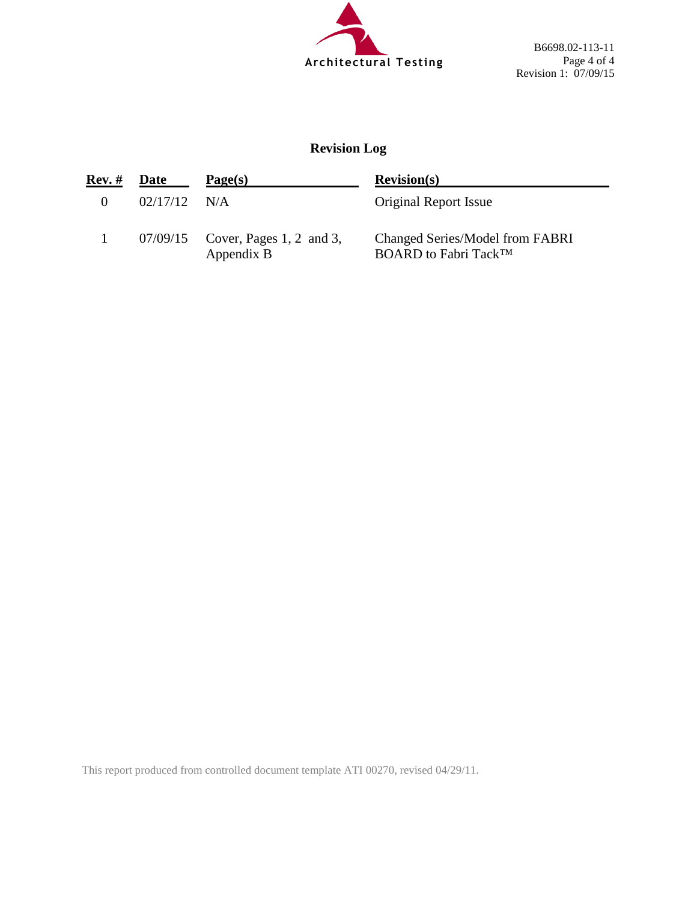## Revision Log

| Rev. # | Date | Page(s) | Revision(s) |
|---|---|---|---|
| 0 | 02/17/12 | N/A | Original Report Issue |
| 1 | 07/09/15 | Cover, Pages 1, 2 and 3, Appendix B | Changed Series/Model from FABRI BOARD to Fabri Tack™ |

This report produced from controlled document template ATI 00270, revised 04/29/11.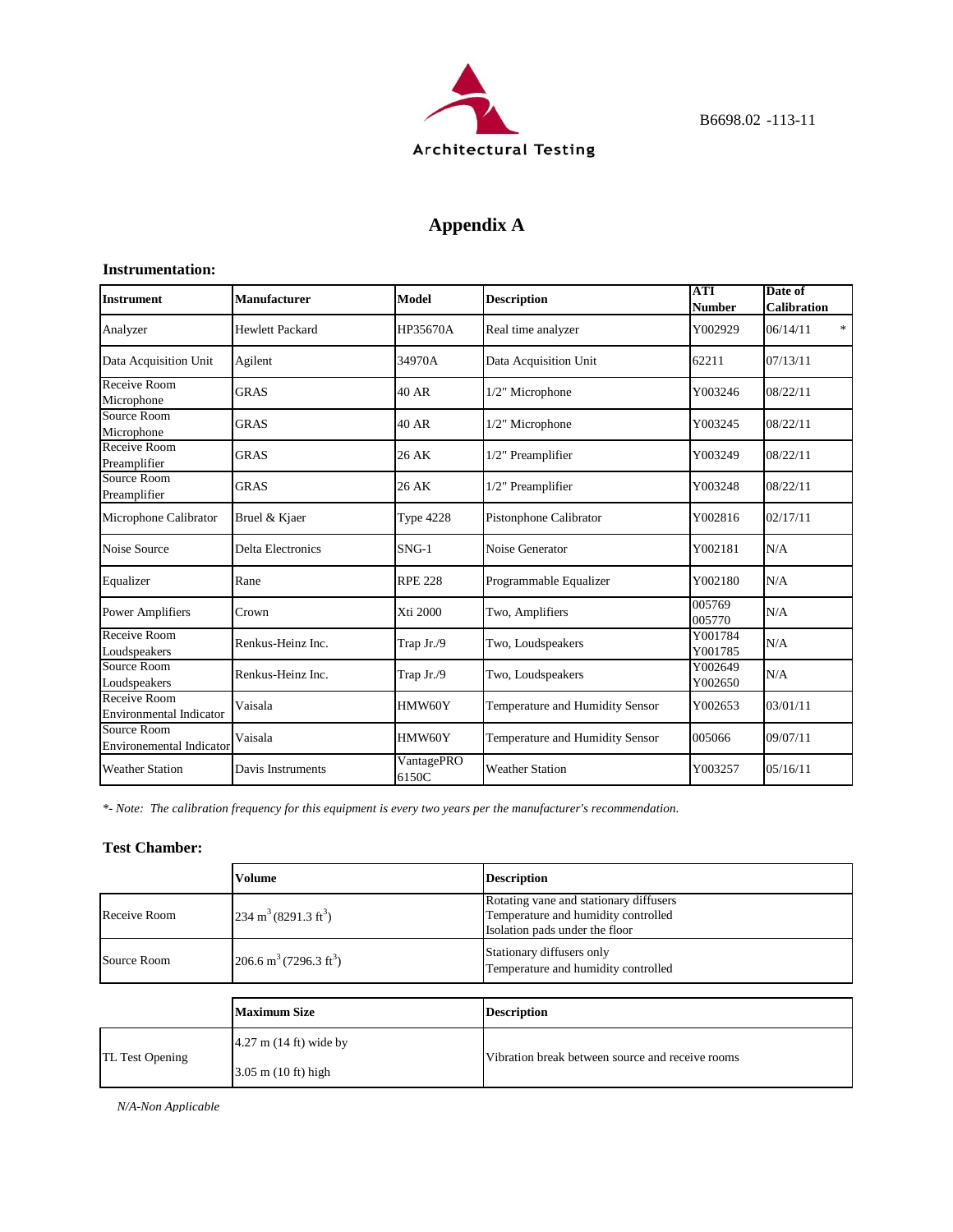B6698.02 -113-11

# Appendix A

### Instrumentation:

| Instrument | Manufacturer | Model | Description | ATI Number | Date of Calibration |
|---|---|---|---|---|---|
| Analyzer | Hewlett Packard | HP35670A | Real time analyzer | Y002929 | 06/14/11 * |
| Data Acquisition Unit | Agilent | 34970A | Data Acquisition Unit | 62211 | 07/13/11 |
| Receive Room Microphone | GRAS | 40 AR | 1/2" Microphone | Y003246 | 08/22/11 |
| Source Room Microphone | GRAS | 40 AR | 1/2" Microphone | Y003245 | 08/22/11 |
| Receive Room Preamplifier | GRAS | 26 AK | 1/2" Preamplifier | Y003249 | 08/22/11 |
| Source Room Preamplifier | GRAS | 26 AK | 1/2" Preamplifier | Y003248 | 08/22/11 |
| Microphone Calibrator | Bruel & Kjaer | Type 4228 | Pistonphone Calibrator | Y002816 | 02/17/11 |
| Noise Source | Delta Electronics | SNG-1 | Noise Generator | Y002181 | N/A |
| Equalizer | Rane | RPE 228 | Programmable Equalizer | Y002180 | N/A |
| Power Amplifiers | Crown | Xti 2000 | Two, Amplifiers | 005769 005770 | N/A |
| Receive Room Loudspeakers | Renkus-Heinz Inc. | Trap Jr./9 | Two, Loudspeakers | Y001784 Y001785 | N/A |
| Source Room Loudspeakers | Renkus-Heinz Inc. | Trap Jr./9 | Two, Loudspeakers | Y002649 Y002650 | N/A |
| Receive Room Environmental Indicator | Vaisala | HMW60Y | Temperature and Humidity Sensor | Y002653 | 03/01/11 |
| Source Room Environemental Indicator | Vaisala | HMW60Y | Temperature and Humidity Sensor | 005066 | 09/07/11 |
| Weather Station | Davis Instruments | VantagePRO 6150C | Weather Station | Y003257 | 05/16/11 |

*\*- Note: The calibration frequency for this equipment is every two years per the manufacturer's recommendation.*

### Test Chamber:

| | Volume | Description |
|---|---|---|
| Receive Room | 234 $m^3$ (8291.3 $ft^3$) | Rotating vane and stationary diffusers<br>Temperature and humidity controlled<br>Isolation pads under the floor |
| Source Room | 206.6 $m^3$ (7296.3 $ft^3$) | Stationary diffusers only<br>Temperature and humidity controlled |

| | Maximum Size | Description |
|---|---|---|
| TL Test Opening | 4.27 m (14 ft) wide by<br>3.05 m (10 ft) high | Vibration break between source and receive rooms |

*N/A-Non Applicable*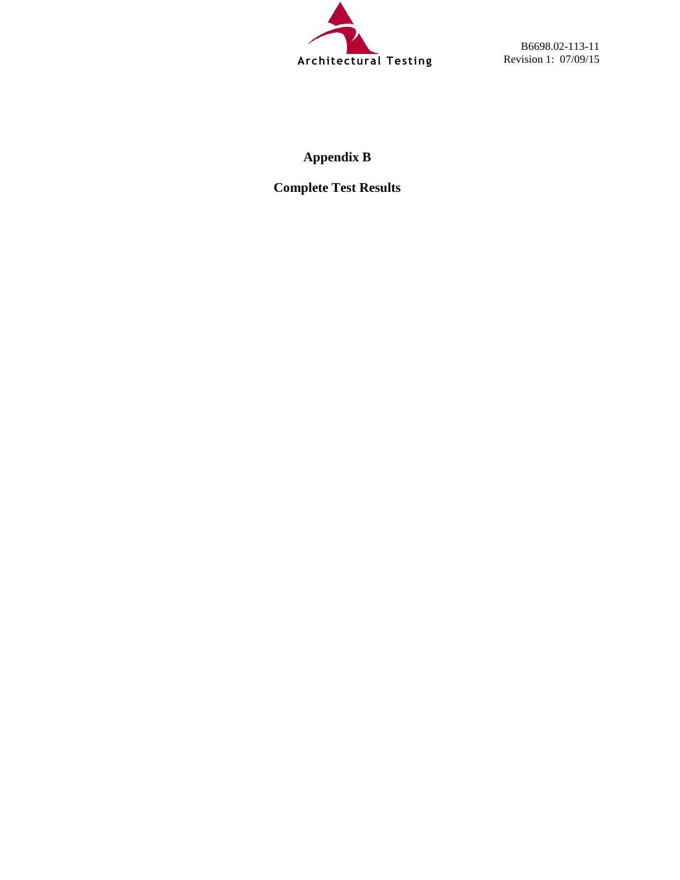# Appendix B

## Complete Test Results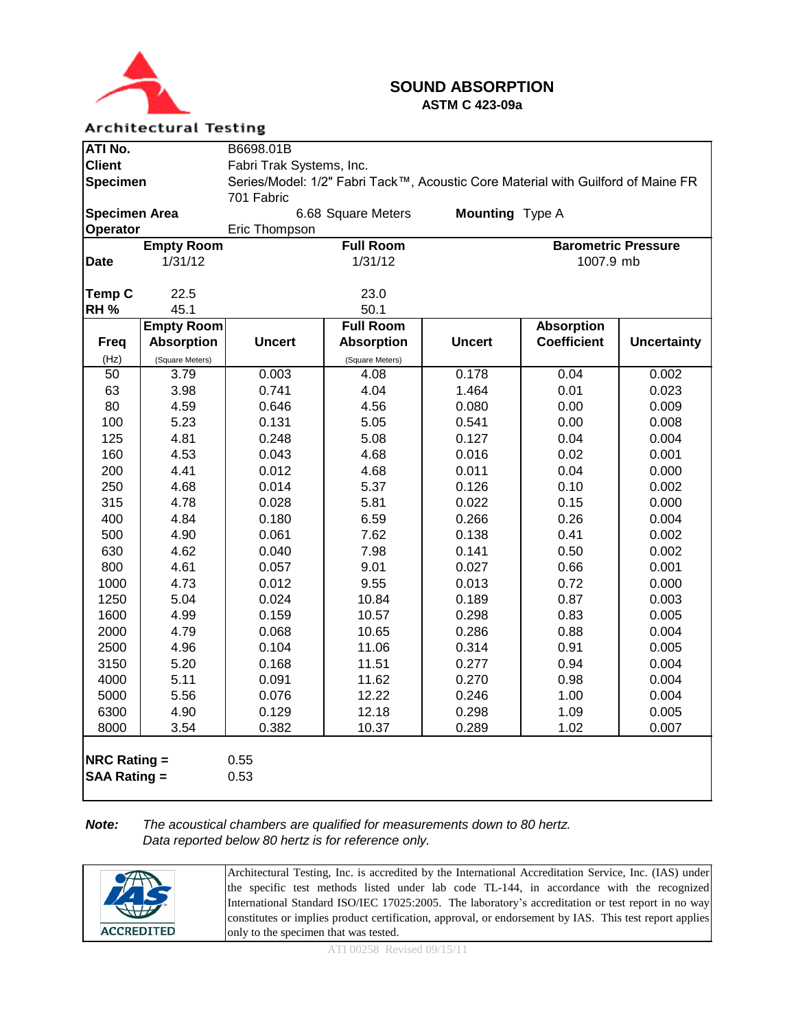Architectural Testing

# SOUND ABSORPTION

**ASTM C 423-09a**

| | | | |
|---|---|---|---|
| **ATI No.** | B6698.01B | | |
| **Client** | Fabri Trak Systems, Inc. | | |
| **Specimen** | Series/Model: 1/2" Fabri Tack™, Acoustic Core Material with Guilford of Maine FR 701 Fabric | | |
| **Specimen Area** | 6.68 Square Meters | **Mounting** | Type A |
| **Operator** | Eric Thompson | | |

| | **Empty Room** | **Full Room** | **Barometric Pressure** |
|---|---|---|---|
| **Date** | 1/31/12 | 1/31/12 | 1007.9 mb |
| **Temp C** | 22.5 | 23.0 | |
| **RH %** | 45.1 | 50.1 | |

| **Freq** (Hz) | **Empty Room Absorption** (Square Meters) | **Uncert** | **Full Room Absorption** (Square Meters) | **Uncert** | **Absorption Coefficient** | **Uncertainty** |
|---|---|---|---|---|---|---|
| 50 | 3.79 | 0.003 | 4.08 | 0.178 | 0.04 | 0.002 |
| 63 | 3.98 | 0.741 | 4.04 | 1.464 | 0.01 | 0.023 |
| 80 | 4.59 | 0.646 | 4.56 | 0.080 | 0.00 | 0.009 |
| 100 | 5.23 | 0.131 | 5.05 | 0.541 | 0.00 | 0.008 |
| 125 | 4.81 | 0.248 | 5.08 | 0.127 | 0.04 | 0.004 |
| 160 | 4.53 | 0.043 | 4.68 | 0.016 | 0.02 | 0.001 |
| 200 | 4.41 | 0.012 | 4.68 | 0.011 | 0.04 | 0.000 |
| 250 | 4.68 | 0.014 | 5.37 | 0.126 | 0.10 | 0.002 |
| 315 | 4.78 | 0.028 | 5.81 | 0.022 | 0.15 | 0.000 |
| 400 | 4.84 | 0.180 | 6.59 | 0.266 | 0.26 | 0.004 |
| 500 | 4.90 | 0.061 | 7.62 | 0.138 | 0.41 | 0.002 |
| 630 | 4.62 | 0.040 | 7.98 | 0.141 | 0.50 | 0.002 |
| 800 | 4.61 | 0.057 | 9.01 | 0.027 | 0.66 | 0.001 |
| 1000 | 4.73 | 0.012 | 9.55 | 0.013 | 0.72 | 0.000 |
| 1250 | 5.04 | 0.024 | 10.84 | 0.189 | 0.87 | 0.003 |
| 1600 | 4.99 | 0.159 | 10.57 | 0.298 | 0.83 | 0.005 |
| 2000 | 4.79 | 0.068 | 10.65 | 0.286 | 0.88 | 0.004 |
| 2500 | 4.96 | 0.104 | 11.06 | 0.314 | 0.91 | 0.005 |
| 3150 | 5.20 | 0.168 | 11.51 | 0.277 | 0.94 | 0.004 |
| 4000 | 5.11 | 0.091 | 11.62 | 0.270 | 0.98 | 0.004 |
| 5000 | 5.56 | 0.076 | 12.22 | 0.246 | 1.00 | 0.004 |
| 6300 | 4.90 | 0.129 | 12.18 | 0.298 | 1.09 | 0.005 |
| 8000 | 3.54 | 0.382 | 10.37 | 0.289 | 1.02 | 0.007 |

**NRC Rating =** 0.55

**SAA Rating =** 0.53

**Note:** *The acoustical chambers are qualified for measurements down to 80 hertz. Data reported below 80 hertz is for reference only.*

IAS ACCREDITED

Architectural Testing, Inc. is accredited by the International Accreditation Service, Inc. (IAS) under the specific test methods listed under lab code TL-144, in accordance with the recognized International Standard ISO/IEC 17025:2005. The laboratory's accreditation or test report in no way constitutes or implies product certification, approval, or endorsement by IAS. This test report applies only to the specimen that was tested.

ATI 00258 Revised 09/15/11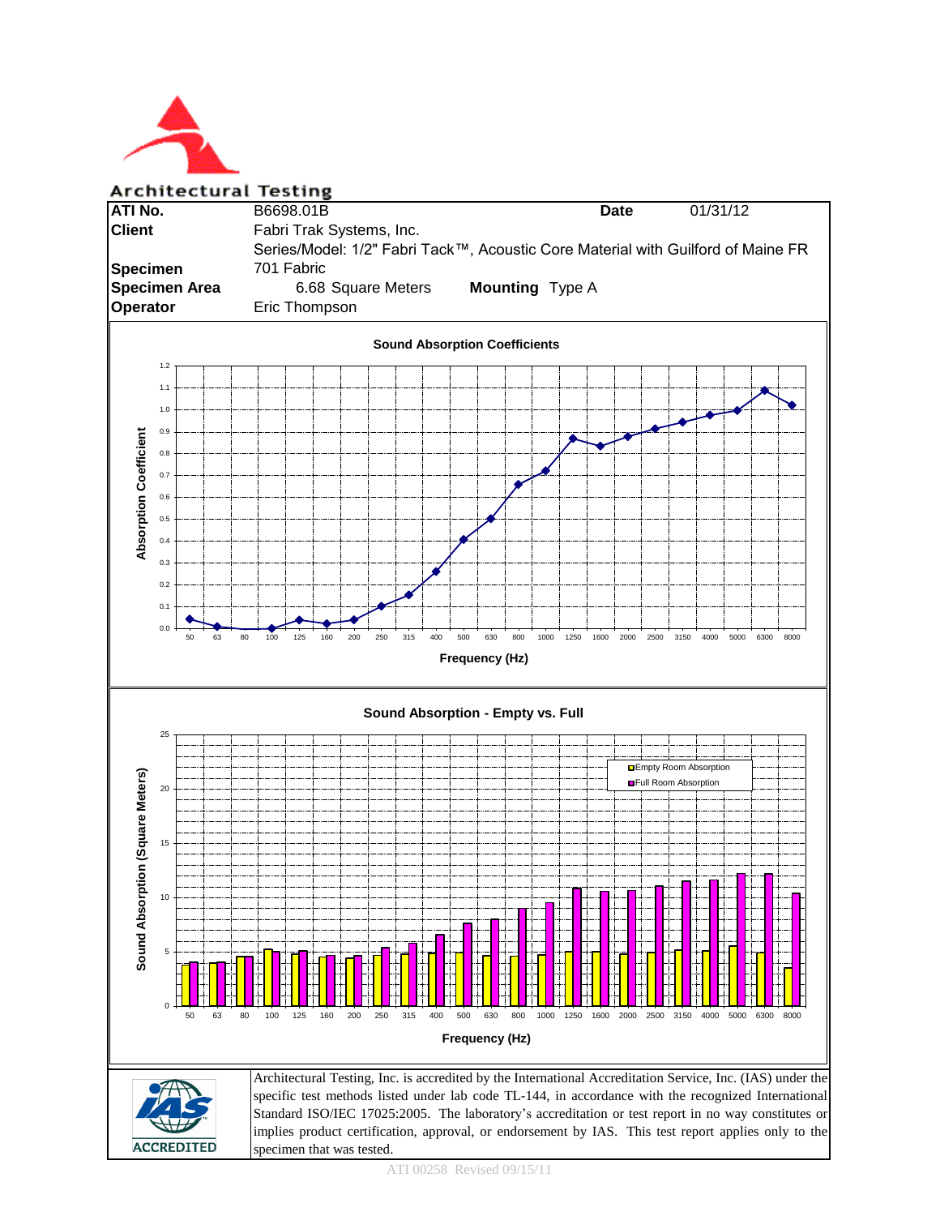Architectural Testing

| | | | |
|---|---|---|---|
| **ATI No.** | B6698.01B | **Date** | 01/31/12 |
| **Client** | Fabri Trak Systems, Inc. | | |
| **Specimen** | Series/Model: 1/2" Fabri Tack™, Acoustic Core Material with Guilford of Maine FR 701 Fabric | | |
| **Specimen Area** | 6.68 Square Meters | **Mounting** | Type A |
| **Operator** | Eric Thompson | | |

**Sound Absorption Coefficients**

Absorption Coefficient

Frequency (Hz)

**Sound Absorption - Empty vs. Full**

Empty Room Absorption
Full Room Absorption

Sound Absorption (Square Meters)

Frequency (Hz)

ACCREDITED

Architectural Testing, Inc. is accredited by the International Accreditation Service, Inc. (IAS) under the specific test methods listed under lab code TL-144, in accordance with the recognized International Standard ISO/IEC 17025:2005. The laboratory's accreditation or test report in no way constitutes or implies product certification, approval, or endorsement by IAS. This test report applies only to the specimen that was tested.

ATI 00258 Revised 09/15/11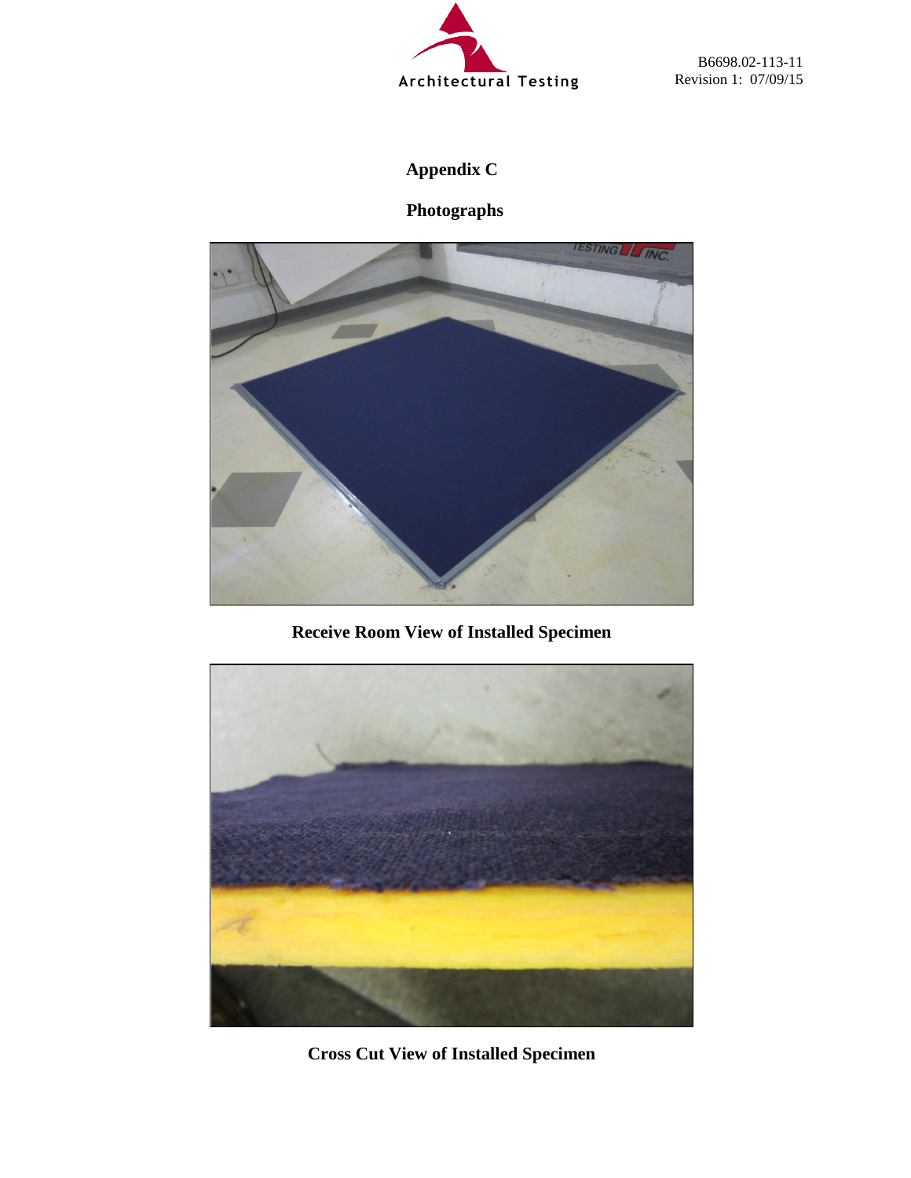# Appendix C

## Photographs

Receive Room View of Installed Specimen

Cross Cut View of Installed Specimen